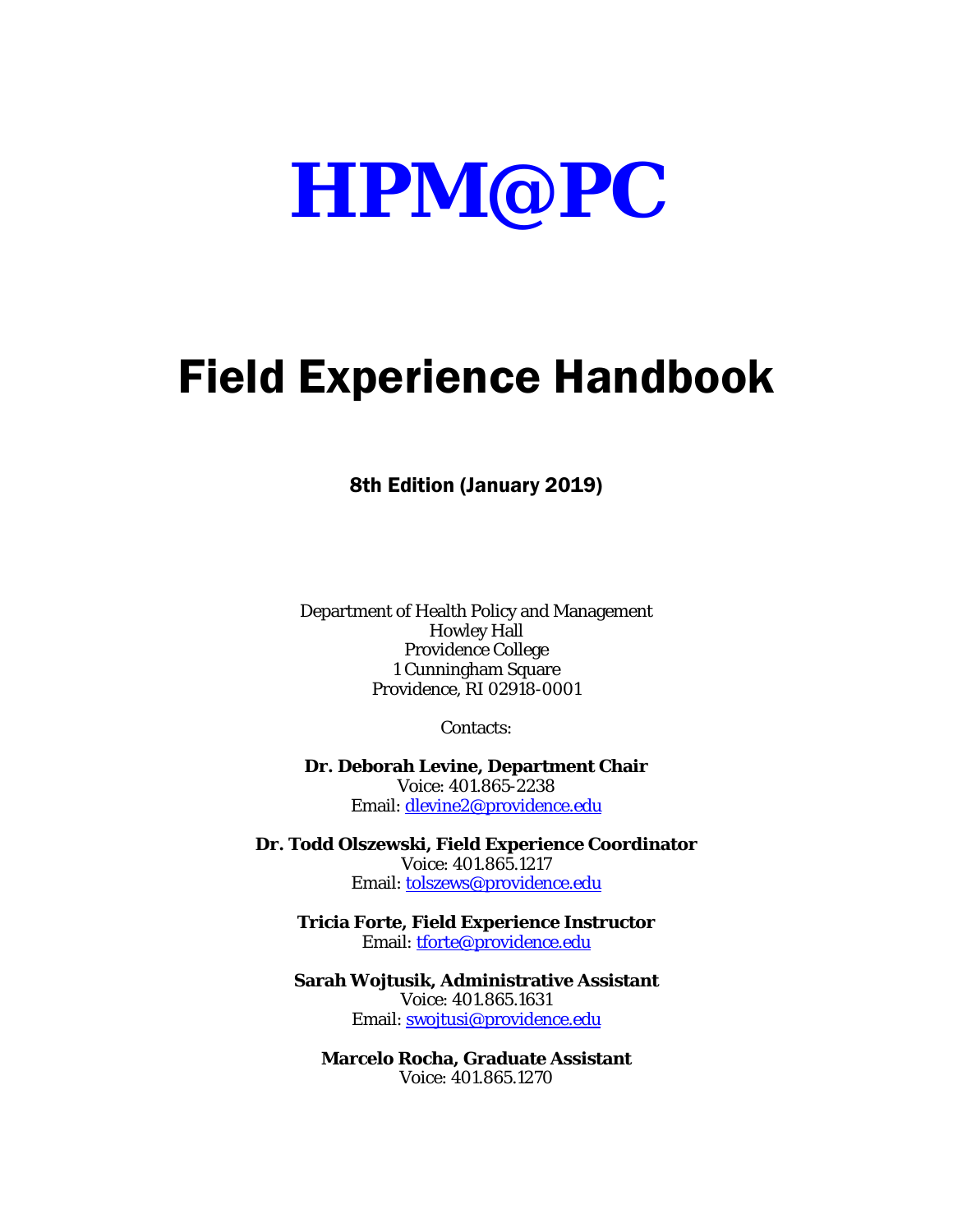# HPM@PC

# Field Experience Handbook

**8th Edition (January 2019)**

Department of Health Policy and Management
Howley Hall
Providence College
1 Cunningham Square
Providence, RI 02918-0001

Contacts:

**Dr. Deborah Levine, Department Chair**
Voice: 401.865-2238
Email: dlevine2@providence.edu

**Dr. Todd Olszewski, Field Experience Coordinator**
Voice: 401.865.1217
Email: tolszews@providence.edu

**Tricia Forte, Field Experience Instructor**
Email: tforte@providence.edu

**Sarah Wojtusik, Administrative Assistant**
Voice: 401.865.1631
Email: swojtusi@providence.edu

**Marcelo Rocha, Graduate Assistant**
Voice: 401.865.1270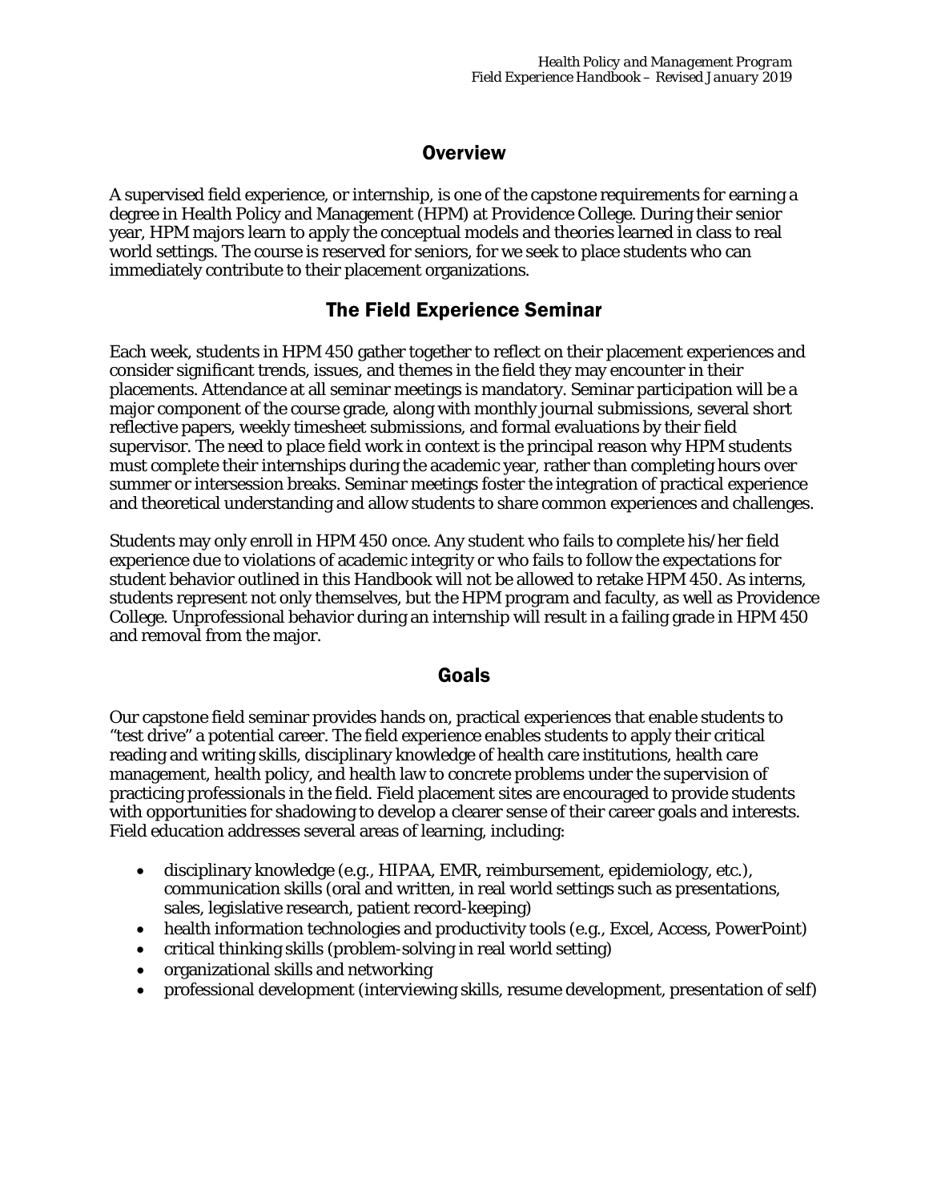## Overview

A supervised field experience, or internship, is one of the capstone requirements for earning a degree in Health Policy and Management (HPM) at Providence College. During their senior year, HPM majors learn to apply the conceptual models and theories learned in class to real world settings. The course is reserved for seniors, for we seek to place students who can immediately contribute to their placement organizations.

## The Field Experience Seminar

Each week, students in HPM 450 gather together to reflect on their placement experiences and consider significant trends, issues, and themes in the field they may encounter in their placements. Attendance at all seminar meetings is mandatory. Seminar participation will be a major component of the course grade, along with monthly journal submissions, several short reflective papers, weekly timesheet submissions, and formal evaluations by their field supervisor. The need to place field work in context is the principal reason why HPM students must complete their internships during the academic year, rather than completing hours over summer or intersession breaks. Seminar meetings foster the integration of practical experience and theoretical understanding and allow students to share common experiences and challenges.

Students may only enroll in HPM 450 once. Any student who fails to complete his/her field experience due to violations of academic integrity or who fails to follow the expectations for student behavior outlined in this Handbook will not be allowed to retake HPM 450. As interns, students represent not only themselves, but the HPM program and faculty, as well as Providence College. Unprofessional behavior during an internship will result in a failing grade in HPM 450 and removal from the major.

## Goals

Our capstone field seminar provides hands on, practical experiences that enable students to "test drive" a potential career. The field experience enables students to apply their critical reading and writing skills, disciplinary knowledge of health care institutions, health care management, health policy, and health law to concrete problems under the supervision of practicing professionals in the field. Field placement sites are encouraged to provide students with opportunities for shadowing to develop a clearer sense of their career goals and interests. Field education addresses several areas of learning, including:

- disciplinary knowledge (e.g., HIPAA, EMR, reimbursement, epidemiology, etc.), communication skills (oral and written, in real world settings such as presentations, sales, legislative research, patient record-keeping)
- health information technologies and productivity tools (e.g., Excel, Access, PowerPoint)
- critical thinking skills (problem-solving in real world setting)
- organizational skills and networking
- professional development (interviewing skills, resume development, presentation of self)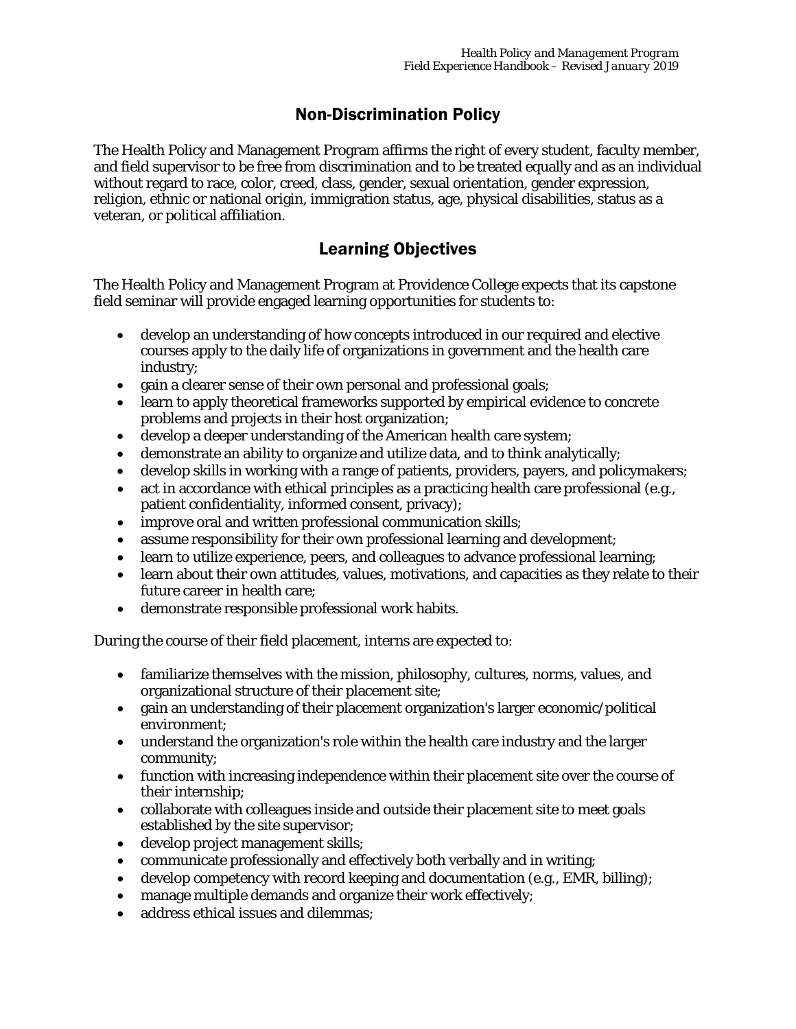## Non-Discrimination Policy

The Health Policy and Management Program affirms the right of every student, faculty member, and field supervisor to be free from discrimination and to be treated equally and as an individual without regard to race, color, creed, class, gender, sexual orientation, gender expression, religion, ethnic or national origin, immigration status, age, physical disabilities, status as a veteran, or political affiliation.

## Learning Objectives

The Health Policy and Management Program at Providence College expects that its capstone field seminar will provide engaged learning opportunities for students to:

- develop an understanding of how concepts introduced in our required and elective courses apply to the daily life of organizations in government and the health care industry;
- gain a clearer sense of their own personal and professional goals;
- learn to apply theoretical frameworks supported by empirical evidence to concrete problems and projects in their host organization;
- develop a deeper understanding of the American health care system;
- demonstrate an ability to organize and utilize data, and to think analytically;
- develop skills in working with a range of patients, providers, payers, and policymakers;
- act in accordance with ethical principles as a practicing health care professional (e.g., patient confidentiality, informed consent, privacy);
- improve oral and written professional communication skills;
- assume responsibility for their own professional learning and development;
- learn to utilize experience, peers, and colleagues to advance professional learning;
- learn about their own attitudes, values, motivations, and capacities as they relate to their future career in health care;
- demonstrate responsible professional work habits.

During the course of their field placement, interns are expected to:

- familiarize themselves with the mission, philosophy, cultures, norms, values, and organizational structure of their placement site;
- gain an understanding of their placement organization's larger economic/political environment;
- understand the organization's role within the health care industry and the larger community;
- function with increasing independence within their placement site over the course of their internship;
- collaborate with colleagues inside and outside their placement site to meet goals established by the site supervisor;
- develop project management skills;
- communicate professionally and effectively both verbally and in writing;
- develop competency with record keeping and documentation (e.g., EMR, billing);
- manage multiple demands and organize their work effectively;
- address ethical issues and dilemmas;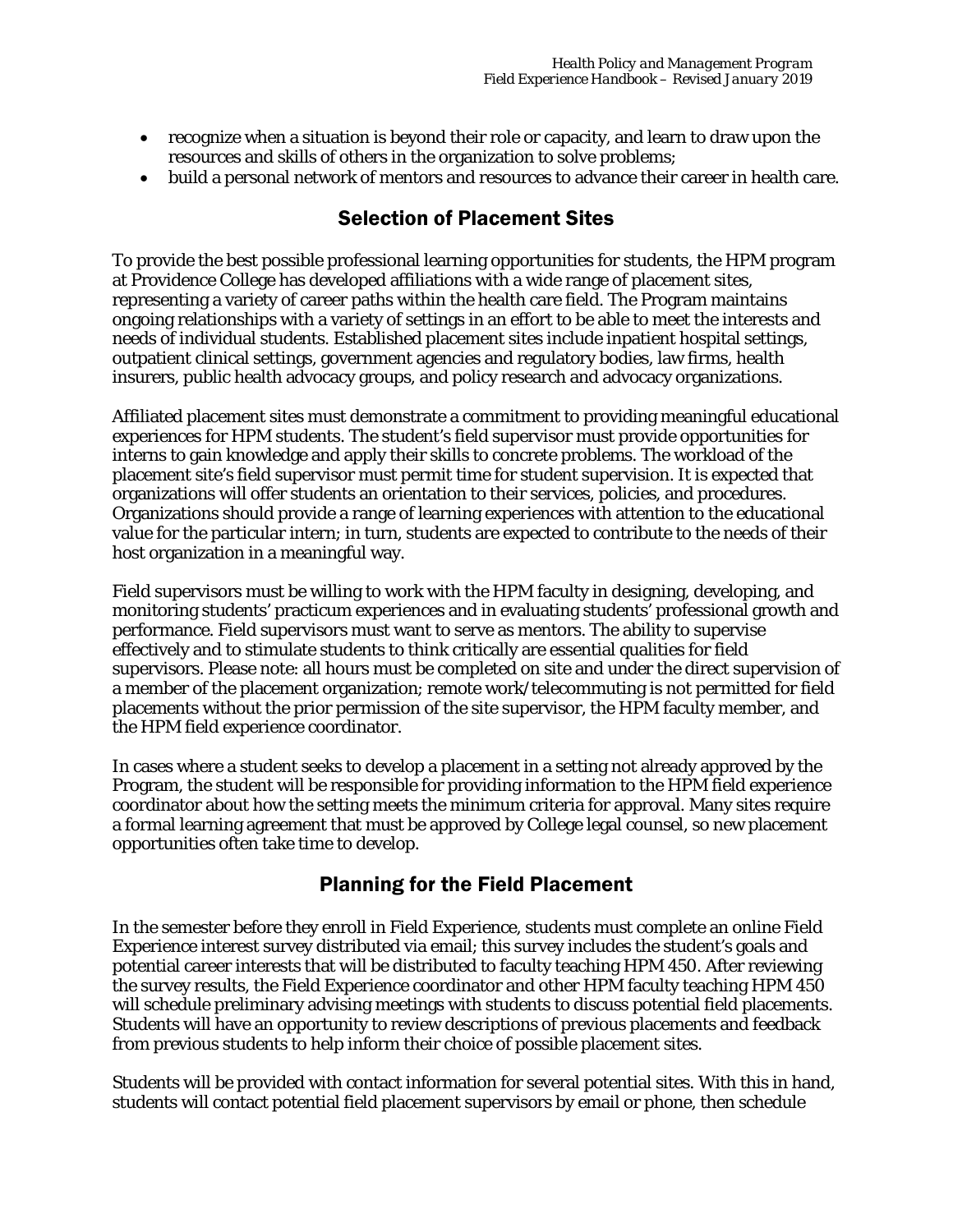- recognize when a situation is beyond their role or capacity, and learn to draw upon the resources and skills of others in the organization to solve problems;
- build a personal network of mentors and resources to advance their career in health care.

## Selection of Placement Sites

To provide the best possible professional learning opportunities for students, the HPM program at Providence College has developed affiliations with a wide range of placement sites, representing a variety of career paths within the health care field. The Program maintains ongoing relationships with a variety of settings in an effort to be able to meet the interests and needs of individual students. Established placement sites include inpatient hospital settings, outpatient clinical settings, government agencies and regulatory bodies, law firms, health insurers, public health advocacy groups, and policy research and advocacy organizations.

Affiliated placement sites must demonstrate a commitment to providing meaningful educational experiences for HPM students. The student's field supervisor must provide opportunities for interns to gain knowledge and apply their skills to concrete problems. The workload of the placement site's field supervisor must permit time for student supervision. It is expected that organizations will offer students an orientation to their services, policies, and procedures. Organizations should provide a range of learning experiences with attention to the educational value for the particular intern; in turn, students are expected to contribute to the needs of their host organization in a meaningful way.

Field supervisors must be willing to work with the HPM faculty in designing, developing, and monitoring students' practicum experiences and in evaluating students' professional growth and performance. Field supervisors must want to serve as mentors. The ability to supervise effectively and to stimulate students to think critically are essential qualities for field supervisors. Please note: all hours must be completed on site and under the direct supervision of a member of the placement organization; remote work/telecommuting is not permitted for field placements without the prior permission of the site supervisor, the HPM faculty member, and the HPM field experience coordinator.

In cases where a student seeks to develop a placement in a setting not already approved by the Program, the student will be responsible for providing information to the HPM field experience coordinator about how the setting meets the minimum criteria for approval. Many sites require a formal learning agreement that must be approved by College legal counsel, so new placement opportunities often take time to develop.

## Planning for the Field Placement

In the semester before they enroll in Field Experience, students must complete an online Field Experience interest survey distributed via email; this survey includes the student's goals and potential career interests that will be distributed to faculty teaching HPM 450. After reviewing the survey results, the Field Experience coordinator and other HPM faculty teaching HPM 450 will schedule preliminary advising meetings with students to discuss potential field placements. Students will have an opportunity to review descriptions of previous placements and feedback from previous students to help inform their choice of possible placement sites.

Students will be provided with contact information for several potential sites. With this in hand, students will contact potential field placement supervisors by email or phone, then schedule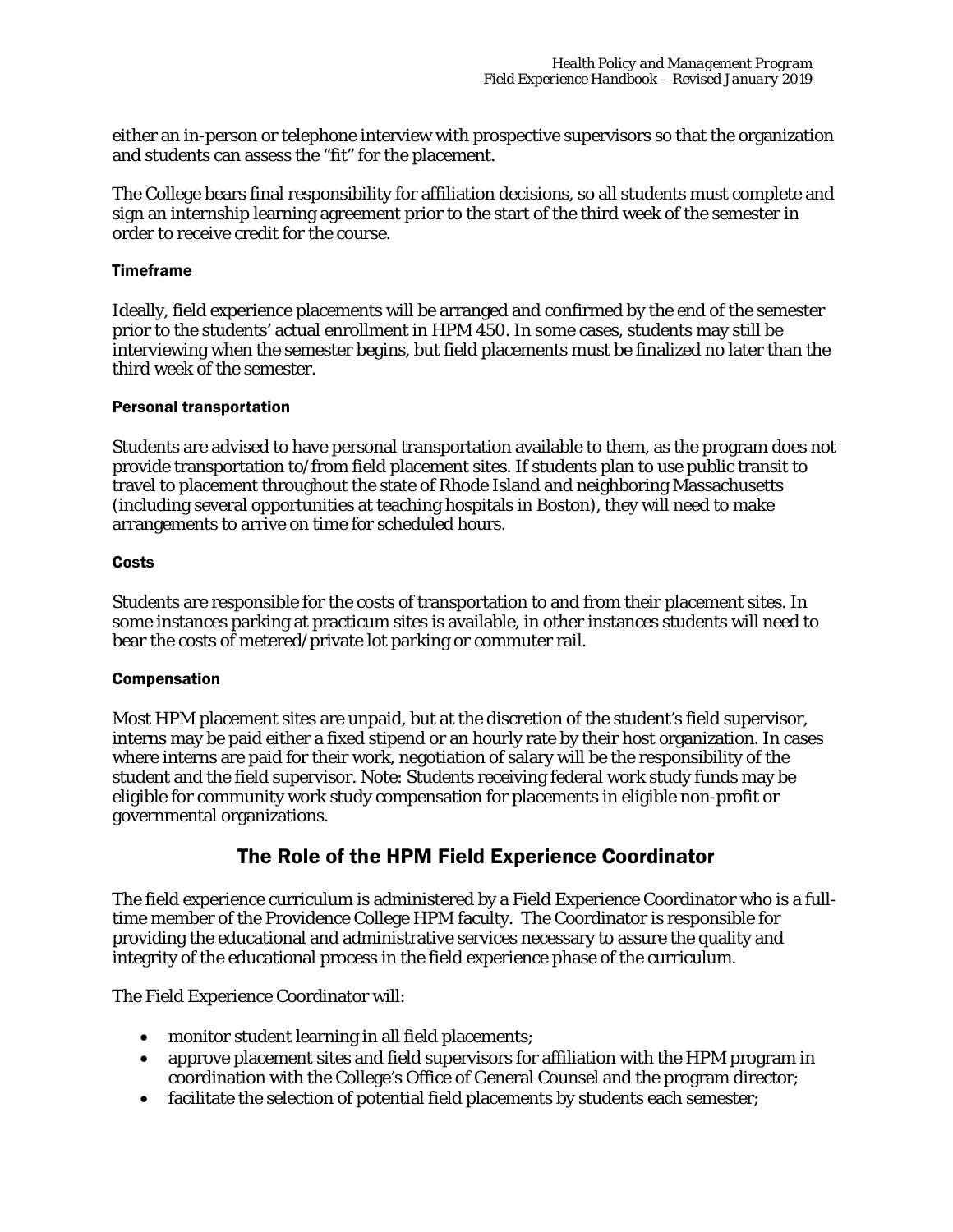either an in-person or telephone interview with prospective supervisors so that the organization and students can assess the "fit" for the placement.

The College bears final responsibility for affiliation decisions, so all students must complete and sign an internship learning agreement prior to the start of the third week of the semester in order to receive credit for the course.

### Timeframe

Ideally, field experience placements will be arranged and confirmed by the end of the semester prior to the students' actual enrollment in HPM 450. In some cases, students may still be interviewing when the semester begins, but field placements must be finalized no later than the third week of the semester.

### Personal transportation

Students are advised to have personal transportation available to them, as the program does not provide transportation to/from field placement sites. If students plan to use public transit to travel to placement throughout the state of Rhode Island and neighboring Massachusetts (including several opportunities at teaching hospitals in Boston), they will need to make arrangements to arrive on time for scheduled hours.

### Costs

Students are responsible for the costs of transportation to and from their placement sites. In some instances parking at practicum sites is available, in other instances students will need to bear the costs of metered/private lot parking or commuter rail.

### Compensation

Most HPM placement sites are unpaid, but at the discretion of the student's field supervisor, interns may be paid either a fixed stipend or an hourly rate by their host organization. In cases where interns are paid for their work, negotiation of salary will be the responsibility of the student and the field supervisor. Note: Students receiving federal work study funds may be eligible for community work study compensation for placements in eligible non-profit or governmental organizations.

## The Role of the HPM Field Experience Coordinator

The field experience curriculum is administered by a Field Experience Coordinator who is a full-time member of the Providence College HPM faculty. The Coordinator is responsible for providing the educational and administrative services necessary to assure the quality and integrity of the educational process in the field experience phase of the curriculum.

The Field Experience Coordinator will:

- monitor student learning in all field placements;
- approve placement sites and field supervisors for affiliation with the HPM program in coordination with the College's Office of General Counsel and the program director;
- facilitate the selection of potential field placements by students each semester;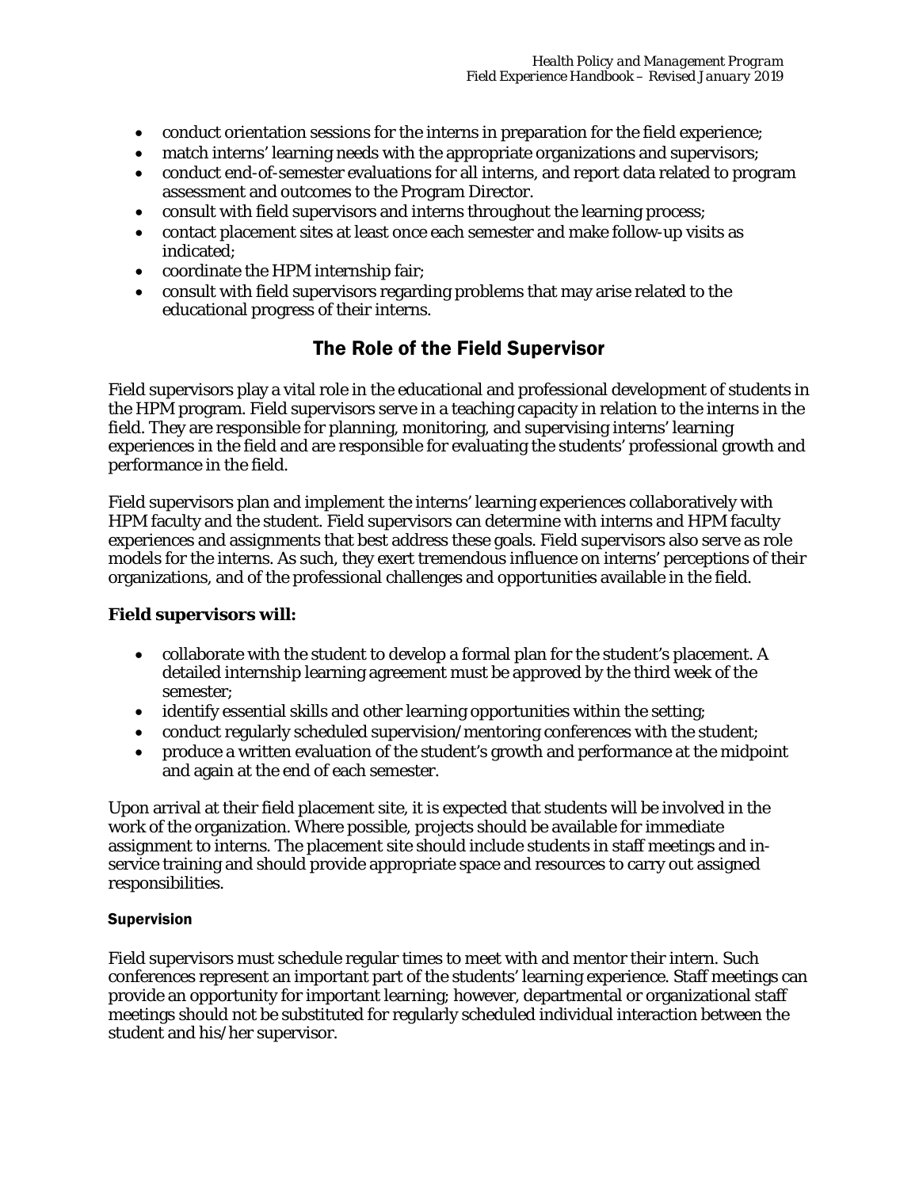- conduct orientation sessions for the interns in preparation for the field experience;
- match interns' learning needs with the appropriate organizations and supervisors;
- conduct end-of-semester evaluations for all interns, and report data related to program assessment and outcomes to the Program Director.
- consult with field supervisors and interns throughout the learning process;
- contact placement sites at least once each semester and make follow-up visits as indicated;
- coordinate the HPM internship fair;
- consult with field supervisors regarding problems that may arise related to the educational progress of their interns.

## The Role of the Field Supervisor

Field supervisors play a vital role in the educational and professional development of students in the HPM program. Field supervisors serve in a teaching capacity in relation to the interns in the field. They are responsible for planning, monitoring, and supervising interns' learning experiences in the field and are responsible for evaluating the students' professional growth and performance in the field.

Field supervisors plan and implement the interns' learning experiences collaboratively with HPM faculty and the student. Field supervisors can determine with interns and HPM faculty experiences and assignments that best address these goals. Field supervisors also serve as role models for the interns. As such, they exert tremendous influence on interns' perceptions of their organizations, and of the professional challenges and opportunities available in the field.

### Field supervisors will:

- collaborate with the student to develop a formal plan for the student's placement. A detailed internship learning agreement must be approved by the third week of the semester;
- identify essential skills and other learning opportunities within the setting;
- conduct regularly scheduled supervision/mentoring conferences with the student;
- produce a written evaluation of the student's growth and performance at the midpoint and again at the end of each semester.

Upon arrival at their field placement site, it is expected that students will be involved in the work of the organization. Where possible, projects should be available for immediate assignment to interns. The placement site should include students in staff meetings and in-service training and should provide appropriate space and resources to carry out assigned responsibilities.

#### Supervision

Field supervisors must schedule regular times to meet with and mentor their intern. Such conferences represent an important part of the students' learning experience. Staff meetings can provide an opportunity for important learning; however, departmental or organizational staff meetings should not be substituted for regularly scheduled individual interaction between the student and his/her supervisor.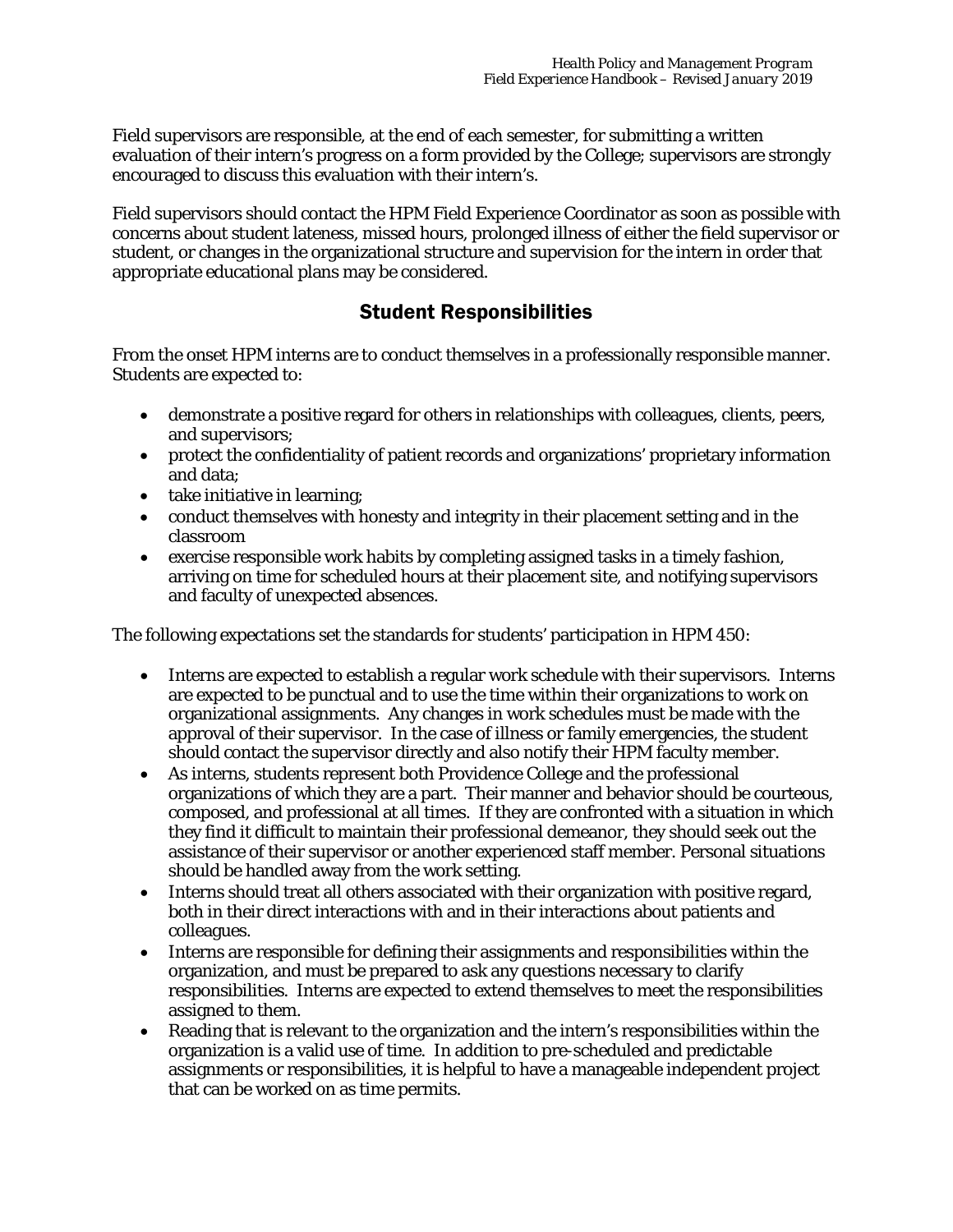Field supervisors are responsible, at the end of each semester, for submitting a written evaluation of their intern's progress on a form provided by the College; supervisors are strongly encouraged to discuss this evaluation with their intern's.

Field supervisors should contact the HPM Field Experience Coordinator as soon as possible with concerns about student lateness, missed hours, prolonged illness of either the field supervisor or student, or changes in the organizational structure and supervision for the intern in order that appropriate educational plans may be considered.

## Student Responsibilities

From the onset HPM interns are to conduct themselves in a professionally responsible manner. Students are expected to:

- demonstrate a positive regard for others in relationships with colleagues, clients, peers, and supervisors;
- protect the confidentiality of patient records and organizations' proprietary information and data;
- take initiative in learning;
- conduct themselves with honesty and integrity in their placement setting and in the classroom
- exercise responsible work habits by completing assigned tasks in a timely fashion, arriving on time for scheduled hours at their placement site, and notifying supervisors and faculty of unexpected absences.

The following expectations set the standards for students' participation in HPM 450:

- Interns are expected to establish a regular work schedule with their supervisors. Interns are expected to be punctual and to use the time within their organizations to work on organizational assignments. Any changes in work schedules must be made with the approval of their supervisor. In the case of illness or family emergencies, the student should contact the supervisor directly and also notify their HPM faculty member.
- As interns, students represent both Providence College and the professional organizations of which they are a part. Their manner and behavior should be courteous, composed, and professional at all times. If they are confronted with a situation in which they find it difficult to maintain their professional demeanor, they should seek out the assistance of their supervisor or another experienced staff member. Personal situations should be handled away from the work setting.
- Interns should treat all others associated with their organization with positive regard, both in their direct interactions with and in their interactions about patients and colleagues.
- Interns are responsible for defining their assignments and responsibilities within the organization, and must be prepared to ask any questions necessary to clarify responsibilities. Interns are expected to extend themselves to meet the responsibilities assigned to them.
- Reading that is relevant to the organization and the intern's responsibilities within the organization is a valid use of time. In addition to pre-scheduled and predictable assignments or responsibilities, it is helpful to have a manageable independent project that can be worked on as time permits.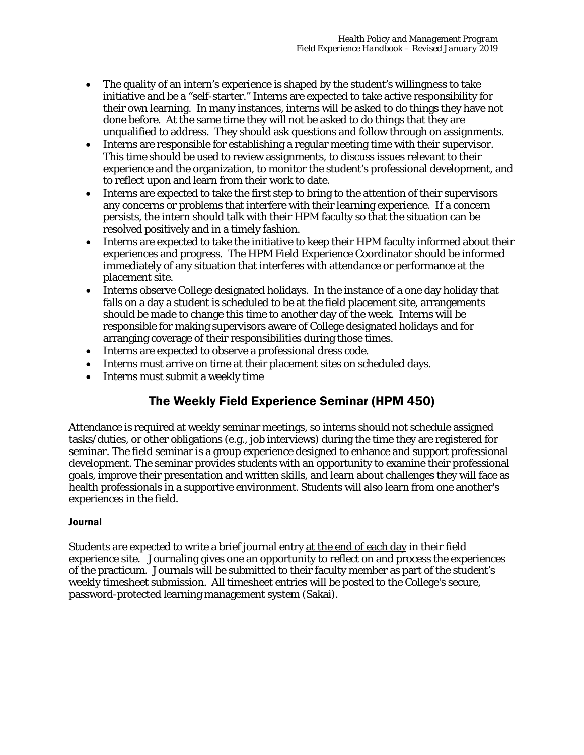- The quality of an intern's experience is shaped by the student's willingness to take initiative and be a "self-starter." Interns are expected to take active responsibility for their own learning. In many instances, interns will be asked to do things they have not done before. At the same time they will not be asked to do things that they are unqualified to address. They should ask questions and follow through on assignments.
- Interns are responsible for establishing a regular meeting time with their supervisor. This time should be used to review assignments, to discuss issues relevant to their experience and the organization, to monitor the student's professional development, and to reflect upon and learn from their work to date.
- Interns are expected to take the first step to bring to the attention of their supervisors any concerns or problems that interfere with their learning experience. If a concern persists, the intern should talk with their HPM faculty so that the situation can be resolved positively and in a timely fashion.
- Interns are expected to take the initiative to keep their HPM faculty informed about their experiences and progress. The HPM Field Experience Coordinator should be informed immediately of any situation that interferes with attendance or performance at the placement site.
- Interns observe College designated holidays. In the instance of a one day holiday that falls on a day a student is scheduled to be at the field placement site, arrangements should be made to change this time to another day of the week. Interns will be responsible for making supervisors aware of College designated holidays and for arranging coverage of their responsibilities during those times.
- Interns are expected to observe a professional dress code.
- Interns must arrive on time at their placement sites on scheduled days.
- Interns must submit a weekly time

## The Weekly Field Experience Seminar (HPM 450)

Attendance is required at weekly seminar meetings, so interns should not schedule assigned tasks/duties, or other obligations (e.g., job interviews) during the time they are registered for seminar. The field seminar is a group experience designed to enhance and support professional development. The seminar provides students with an opportunity to examine their professional goals, improve their presentation and written skills, and learn about challenges they will face as health professionals in a supportive environment. Students will also learn from one another's experiences in the field.

### Journal

Students are expected to write a brief journal entry <u>at the end of each day</u> in their field experience site. Journaling gives one an opportunity to reflect on and process the experiences of the practicum. Journals will be submitted to their faculty member as part of the student's weekly timesheet submission. All timesheet entries will be posted to the College's secure, password-protected learning management system (Sakai).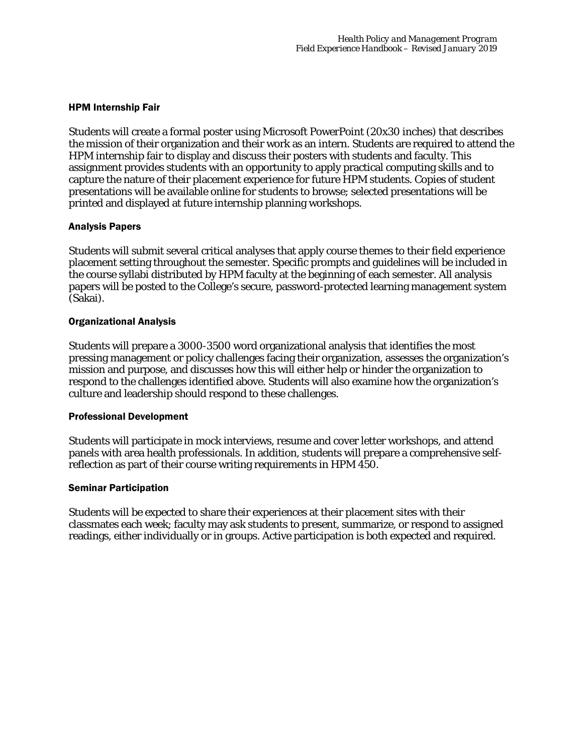### HPM Internship Fair

Students will create a formal poster using Microsoft PowerPoint (20x30 inches) that describes the mission of their organization and their work as an intern. Students are required to attend the HPM internship fair to display and discuss their posters with students and faculty. This assignment provides students with an opportunity to apply practical computing skills and to capture the nature of their placement experience for future HPM students. Copies of student presentations will be available online for students to browse; selected presentations will be printed and displayed at future internship planning workshops.

### Analysis Papers

Students will submit several critical analyses that apply course themes to their field experience placement setting throughout the semester. Specific prompts and guidelines will be included in the course syllabi distributed by HPM faculty at the beginning of each semester. All analysis papers will be posted to the College's secure, password-protected learning management system (Sakai).

### Organizational Analysis

Students will prepare a 3000-3500 word organizational analysis that identifies the most pressing management or policy challenges facing their organization, assesses the organization's mission and purpose, and discusses how this will either help or hinder the organization to respond to the challenges identified above. Students will also examine how the organization's culture and leadership should respond to these challenges.

### Professional Development

Students will participate in mock interviews, resume and cover letter workshops, and attend panels with area health professionals. In addition, students will prepare a comprehensive self-reflection as part of their course writing requirements in HPM 450.

### Seminar Participation

Students will be expected to share their experiences at their placement sites with their classmates each week; faculty may ask students to present, summarize, or respond to assigned readings, either individually or in groups. Active participation is both expected and required.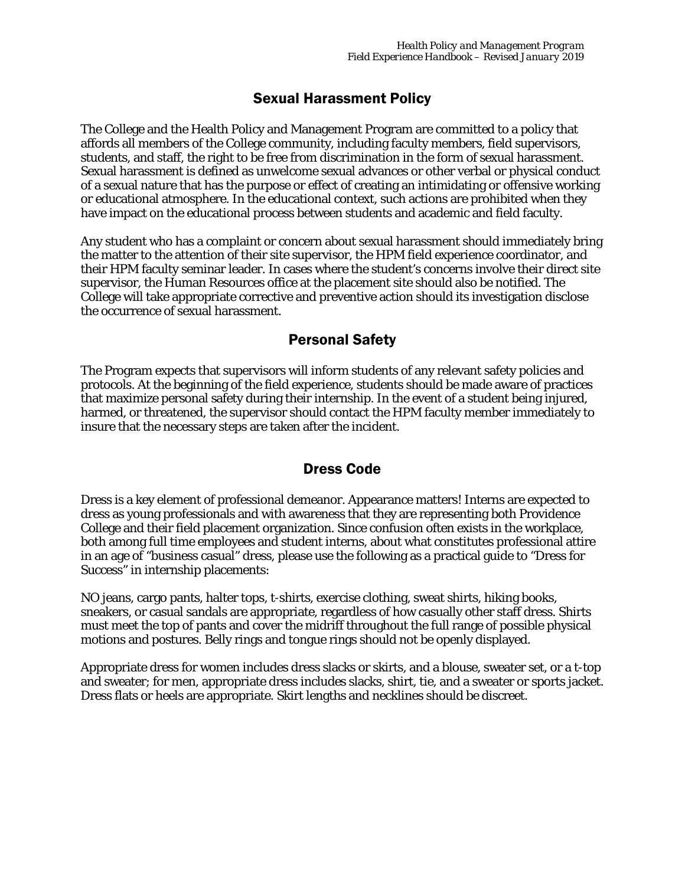## Sexual Harassment Policy

The College and the Health Policy and Management Program are committed to a policy that affords all members of the College community, including faculty members, field supervisors, students, and staff, the right to be free from discrimination in the form of sexual harassment. Sexual harassment is defined as unwelcome sexual advances or other verbal or physical conduct of a sexual nature that has the purpose or effect of creating an intimidating or offensive working or educational atmosphere. In the educational context, such actions are prohibited when they have impact on the educational process between students and academic and field faculty.

Any student who has a complaint or concern about sexual harassment should immediately bring the matter to the attention of their site supervisor, the HPM field experience coordinator, and their HPM faculty seminar leader. In cases where the student's concerns involve their direct site supervisor, the Human Resources office at the placement site should also be notified. The College will take appropriate corrective and preventive action should its investigation disclose the occurrence of sexual harassment.

## Personal Safety

The Program expects that supervisors will inform students of any relevant safety policies and protocols. At the beginning of the field experience, students should be made aware of practices that maximize personal safety during their internship. In the event of a student being injured, harmed, or threatened, the supervisor should contact the HPM faculty member immediately to insure that the necessary steps are taken after the incident.

## Dress Code

Dress is a key element of professional demeanor. Appearance matters! Interns are expected to dress as young professionals and with awareness that they are representing both Providence College and their field placement organization. Since confusion often exists in the workplace, both among full time employees and student interns, about what constitutes professional attire in an age of "business casual" dress, please use the following as a practical guide to "Dress for Success" in internship placements:

NO jeans, cargo pants, halter tops, t-shirts, exercise clothing, sweat shirts, hiking books, sneakers, or casual sandals are appropriate, regardless of how casually other staff dress. Shirts must meet the top of pants and cover the midriff throughout the full range of possible physical motions and postures. Belly rings and tongue rings should not be openly displayed.

Appropriate dress for women includes dress slacks or skirts, and a blouse, sweater set, or a t-top and sweater; for men, appropriate dress includes slacks, shirt, tie, and a sweater or sports jacket. Dress flats or heels are appropriate. Skirt lengths and necklines should be discreet.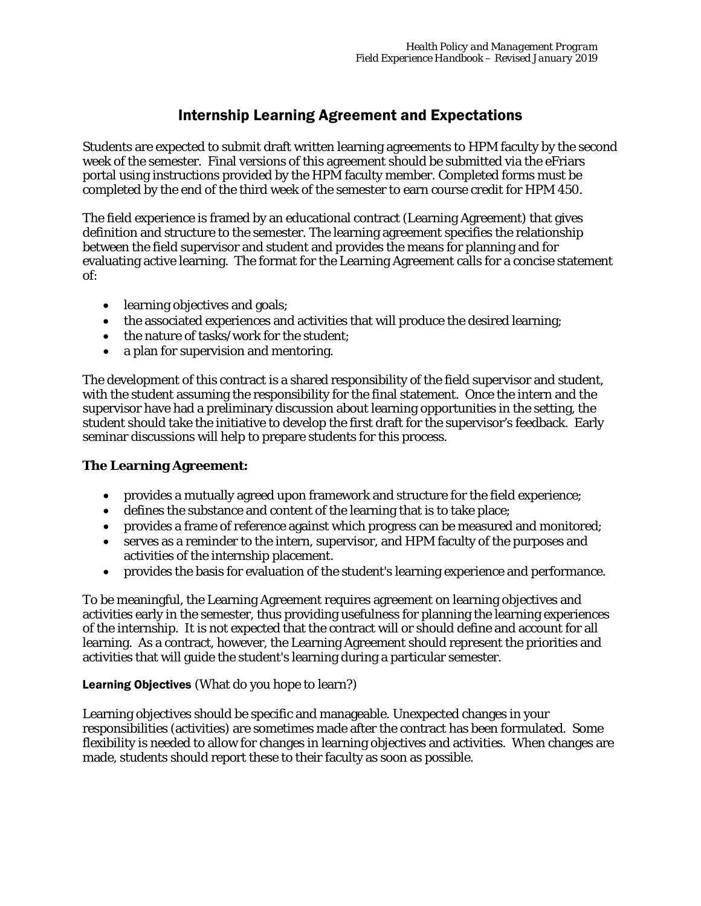## Internship Learning Agreement and Expectations

Students are expected to submit draft written learning agreements to HPM faculty by the second week of the semester. Final versions of this agreement should be submitted via the eFriars portal using instructions provided by the HPM faculty member. Completed forms must be completed by the end of the third week of the semester to earn course credit for HPM 450.

The field experience is framed by an educational contract (Learning Agreement) that gives definition and structure to the semester. The learning agreement specifies the relationship between the field supervisor and student and provides the means for planning and for evaluating active learning. The format for the Learning Agreement calls for a concise statement of:

- learning objectives and goals;
- the associated experiences and activities that will produce the desired learning;
- the nature of tasks/work for the student;
- a plan for supervision and mentoring.

The development of this contract is a shared responsibility of the field supervisor and student, with the student assuming the responsibility for the final statement. Once the intern and the supervisor have had a preliminary discussion about learning opportunities in the setting, the student should take the initiative to develop the first draft for the supervisor's feedback. Early seminar discussions will help to prepare students for this process.

### The Learning Agreement:

- provides a mutually agreed upon framework and structure for the field experience;
- defines the substance and content of the learning that is to take place;
- provides a frame of reference against which progress can be measured and monitored;
- serves as a reminder to the intern, supervisor, and HPM faculty of the purposes and activities of the internship placement.
- provides the basis for evaluation of the student's learning experience and performance.

To be meaningful, the Learning Agreement requires agreement on learning objectives and activities early in the semester, thus providing usefulness for planning the learning experiences of the internship. It is not expected that the contract will or should define and account for all learning. As a contract, however, the Learning Agreement should represent the priorities and activities that will guide the student's learning during a particular semester.

**Learning Objectives** (What do you hope to learn?)

Learning objectives should be specific and manageable. Unexpected changes in your responsibilities (activities) are sometimes made after the contract has been formulated. Some flexibility is needed to allow for changes in learning objectives and activities. When changes are made, students should report these to their faculty as soon as possible.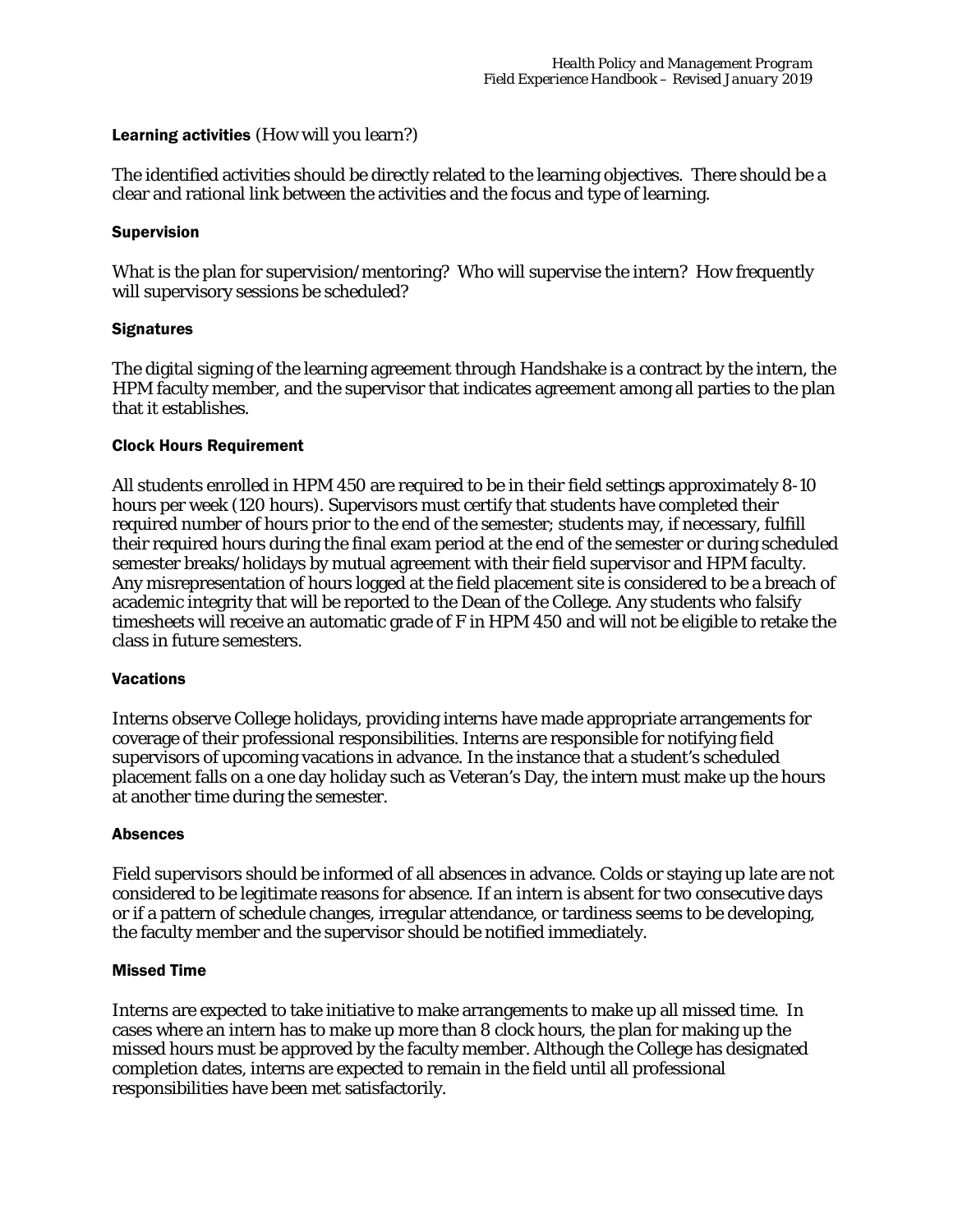#### Learning activities (How will you learn?)

The identified activities should be directly related to the learning objectives. There should be a clear and rational link between the activities and the focus and type of learning.

#### Supervision

What is the plan for supervision/mentoring? Who will supervise the intern? How frequently will supervisory sessions be scheduled?

#### Signatures

The digital signing of the learning agreement through Handshake is a contract by the intern, the HPM faculty member, and the supervisor that indicates agreement among all parties to the plan that it establishes.

#### Clock Hours Requirement

All students enrolled in HPM 450 are required to be in their field settings approximately 8-10 hours per week (120 hours). Supervisors must certify that students have completed their required number of hours prior to the end of the semester; students may, if necessary, fulfill their required hours during the final exam period at the end of the semester or during scheduled semester breaks/holidays by mutual agreement with their field supervisor and HPM faculty. Any misrepresentation of hours logged at the field placement site is considered to be a breach of academic integrity that will be reported to the Dean of the College. Any students who falsify timesheets will receive an automatic grade of F in HPM 450 and will not be eligible to retake the class in future semesters.

#### Vacations

Interns observe College holidays, providing interns have made appropriate arrangements for coverage of their professional responsibilities. Interns are responsible for notifying field supervisors of upcoming vacations in advance. In the instance that a student's scheduled placement falls on a one day holiday such as Veteran's Day, the intern must make up the hours at another time during the semester.

#### Absences

Field supervisors should be informed of all absences in advance. Colds or staying up late are not considered to be legitimate reasons for absence. If an intern is absent for two consecutive days or if a pattern of schedule changes, irregular attendance, or tardiness seems to be developing, the faculty member and the supervisor should be notified immediately.

#### Missed Time

Interns are expected to take initiative to make arrangements to make up all missed time. In cases where an intern has to make up more than 8 clock hours, the plan for making up the missed hours must be approved by the faculty member. Although the College has designated completion dates, interns are expected to remain in the field until all professional responsibilities have been met satisfactorily.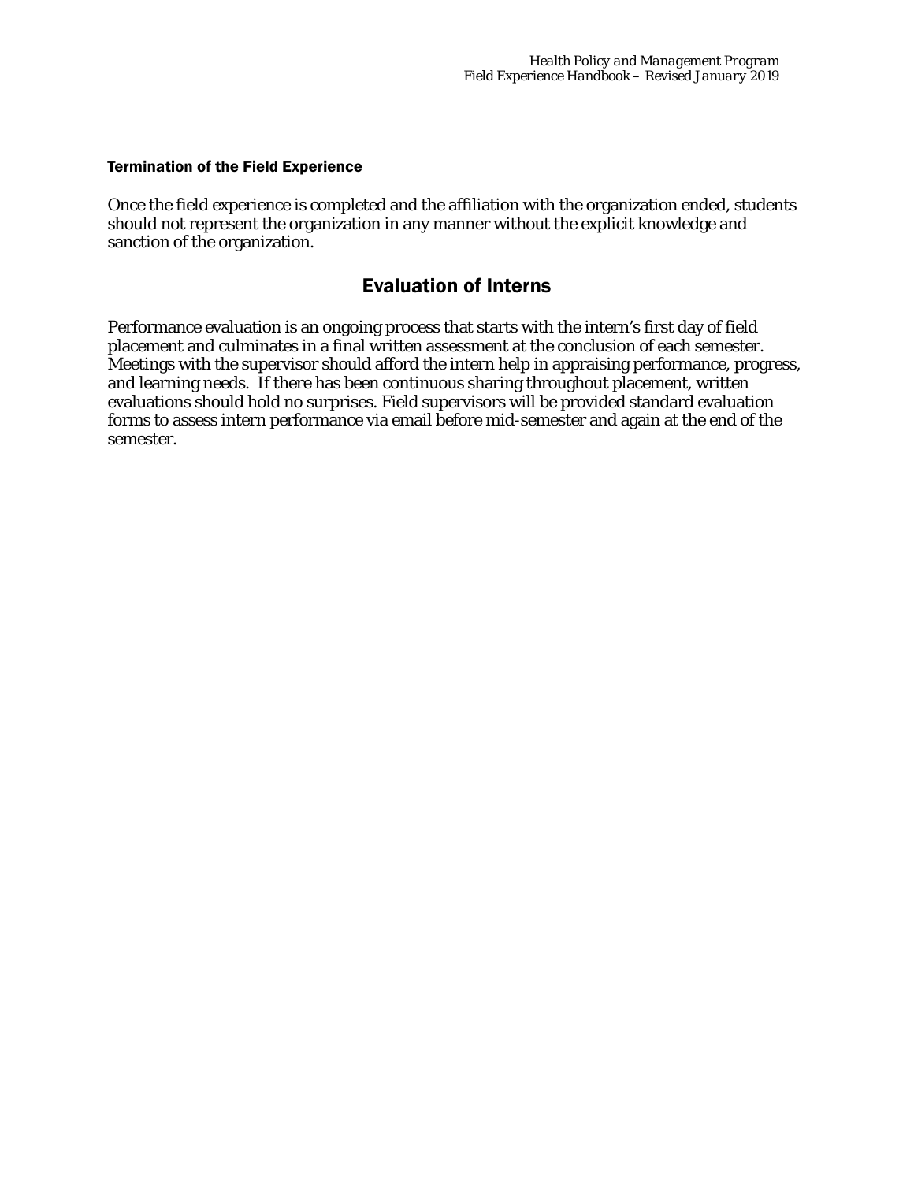#### Termination of the Field Experience

Once the field experience is completed and the affiliation with the organization ended, students should not represent the organization in any manner without the explicit knowledge and sanction of the organization.

## Evaluation of Interns

Performance evaluation is an ongoing process that starts with the intern's first day of field placement and culminates in a final written assessment at the conclusion of each semester. Meetings with the supervisor should afford the intern help in appraising performance, progress, and learning needs. If there has been continuous sharing throughout placement, written evaluations should hold no surprises. Field supervisors will be provided standard evaluation forms to assess intern performance via email before mid-semester and again at the end of the semester.